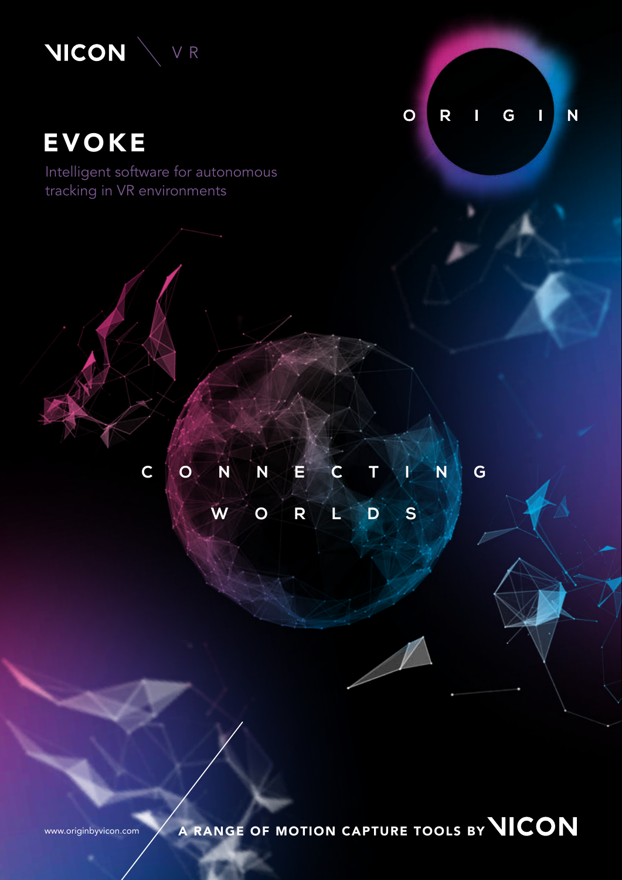VICON \ VR

ORIGIN

# EVOKE

Intelligent software for autonomous tracking in VR environments

CONNECTING WORLDS

www.originbyvicon.com

A RANGE OF MOTION CAPTURE TOOLS BY VICON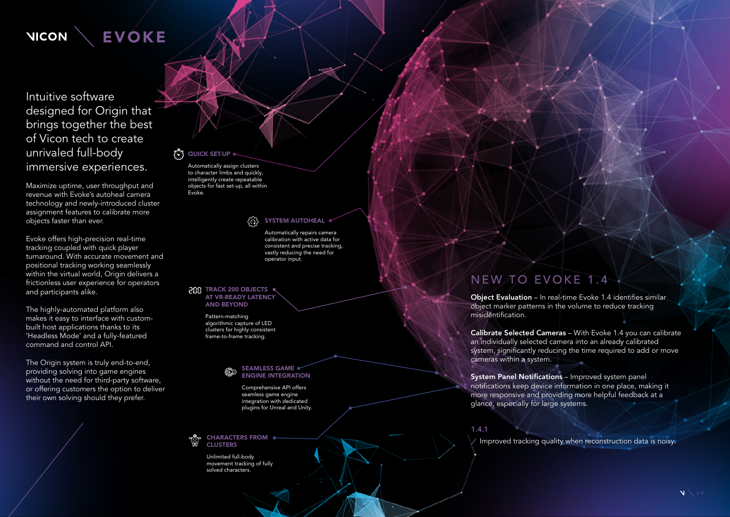VICON EVOKE

## Intuitive software designed for Origin that brings together the best of Vicon tech to create unrivaled full-body immersive experiences.

Maximize uptime, user throughput and revenue with Evoke's autoheal camera technology and newly-introduced cluster assignment features to calibrate more objects faster than ever.

Evoke offers high-precision real-time tracking coupled with quick player turnaround. With accurate movement and positional tracking working seamlessly within the virtual world, Origin delivers a frictionless user experience for operators and participants alike.

The highly-automated platform also makes it easy to interface with custom-built host applications thanks to its 'Headless Mode' and a fully-featured command and control API.

The Origin system is truly end-to-end, providing solving into game engines without the need for third-party software, or offering customers the option to deliver their own solving should they prefer.

### QUICK SET-UP

Automatically assign clusters to character limbs and quickly, intelligently create repeatable objects for fast set-up, all within Evoke.

### SYSTEM AUTOHEAL

Automatically repairs camera calibration with active data for consistent and precise tracking, vastly reducing the need for operator input.

### TRACK 200 OBJECTS AT VR-READY LATENCY AND BEYOND

Pattern-matching algorithmic capture of LED clusters for highly consistent frame-to-frame tracking.

### SEAMLESS GAME ENGINE INTEGRATION

Comprehensive API offers seamless game engine integration with dedicated plugins for Unreal and Unity.

### CHARACTERS FROM CLUSTERS

Unlimited full-body movement tracking of fully solved characters.

## NEW TO EVOKE 1.4

**Object Evaluation** – In real-time Evoke 1.4 identifies similar object marker patterns in the volume to reduce tracking misidentification.

**Calibrate Selected Cameras** – With Evoke 1.4 you can calibrate an individually selected camera into an already calibrated system, significantly reducing the time required to add or move cameras within a system.

**System Panel Notifications** – Improved system panel notifications keep device information in one place, making it more responsive and providing more helpful feedback at a glance, especially for large systems.

### 1.4.1

Improved tracking quality when reconstruction data is noisy.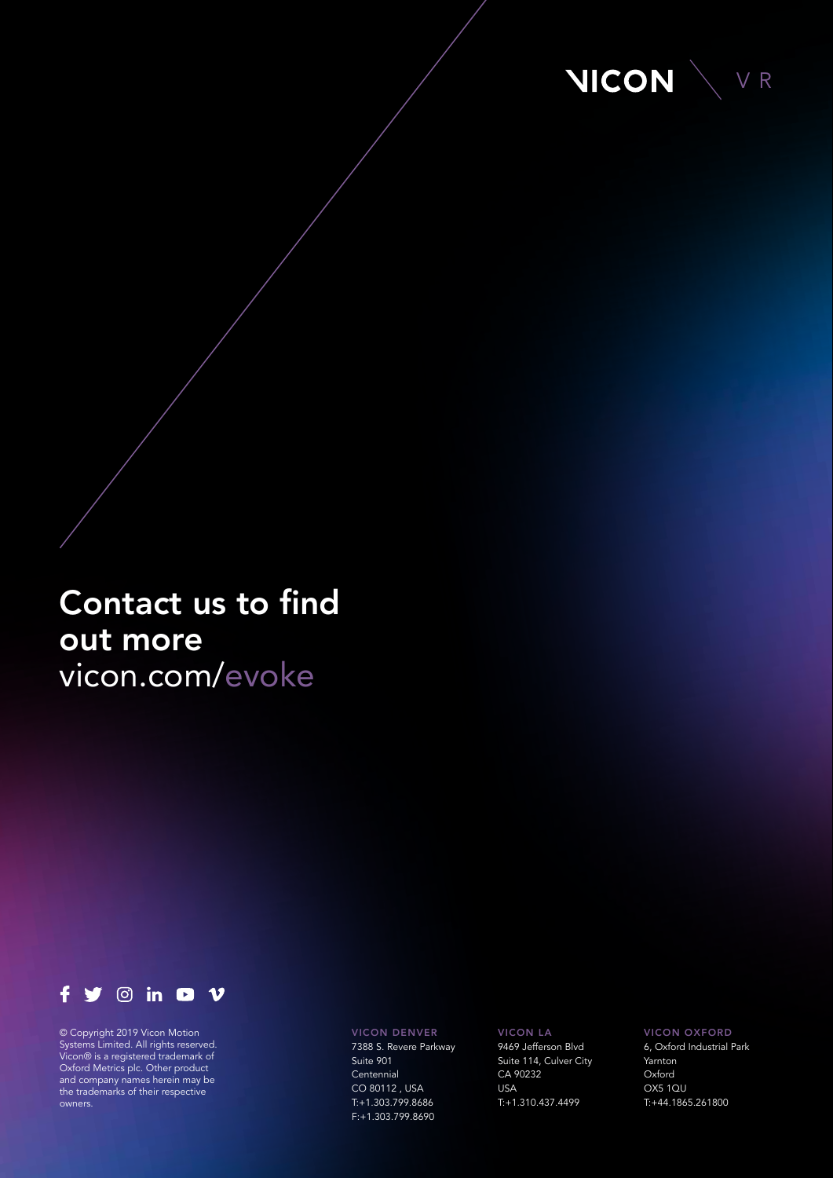VICON | VR

# Contact us to find out more

vicon.com/evoke

© Copyright 2019 Vicon Motion Systems Limited. All rights reserved. Vicon® is a registered trademark of Oxford Metrics plc. Other product and company names herein may be the trademarks of their respective owners.

**VICON DENVER**
7388 S. Revere Parkway
Suite 901
Centennial
CO 80112 , USA
T:+1.303.799.8686
F:+1.303.799.8690

**VICON LA**
9469 Jefferson Blvd
Suite 114, Culver City
CA 90232
USA
T:+1.310.437.4499

**VICON OXFORD**
6, Oxford Industrial Park
Yarnton
Oxford
OX5 1QU
T:+44.1865.261800